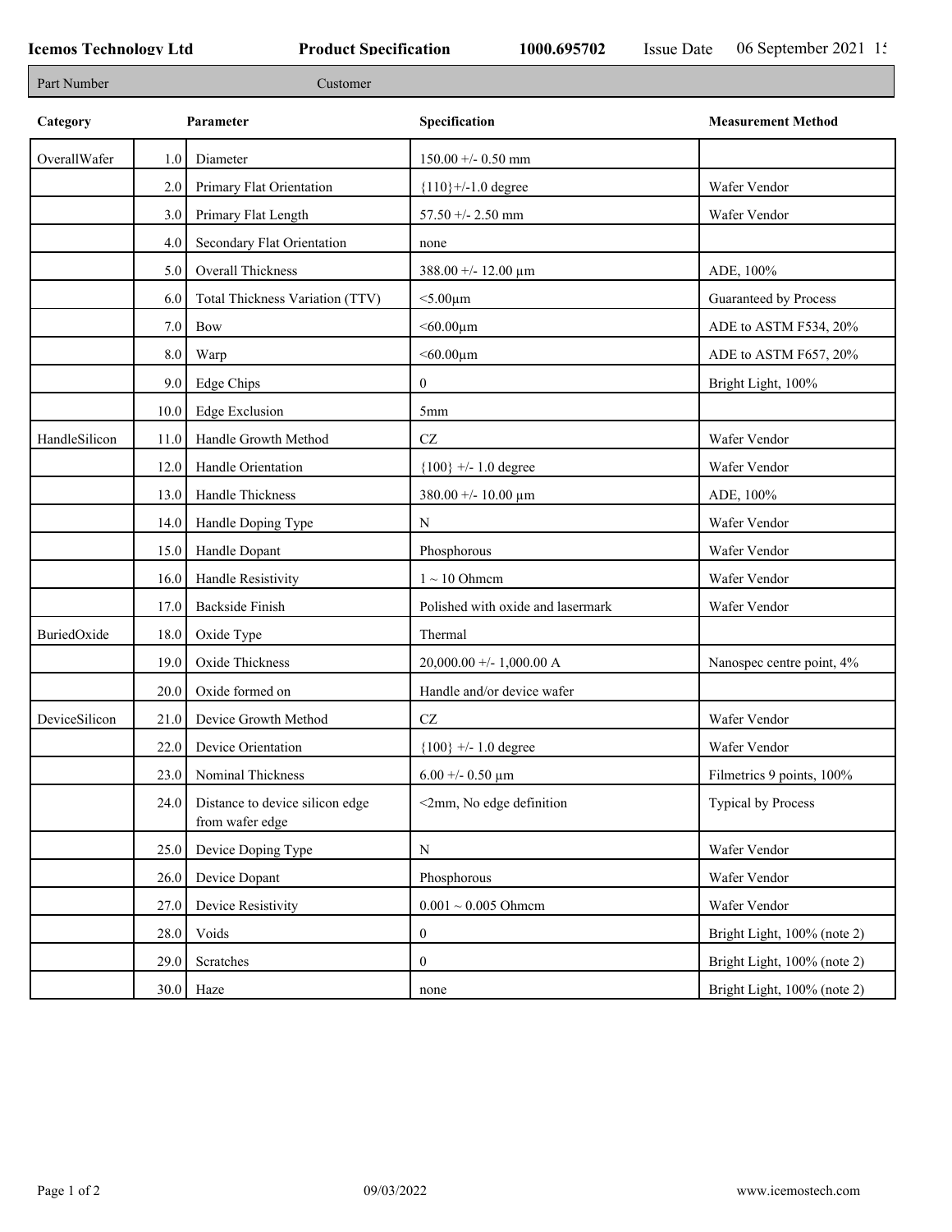**Icemos Technology Ltd** **Product Specification** **1000.695702** Issue Date 06 September 2021

| Part Number | Customer |
|---|---|

| Category | | Parameter | Specification | Measurement Method |
|---|---|---|---|---|
| OverallWafer | 1.0 | Diameter | 150.00 +/- 0.50 mm | |
| | 2.0 | Primary Flat Orientation | {110}+/-1.0 degree | Wafer Vendor |
| | 3.0 | Primary Flat Length | 57.50 +/- 2.50 mm | Wafer Vendor |
| | 4.0 | Secondary Flat Orientation | none | |
| | 5.0 | Overall Thickness | 388.00 +/- 12.00 µm | ADE, 100% |
| | 6.0 | Total Thickness Variation (TTV) | <5.00µm | Guaranteed by Process |
| | 7.0 | Bow | <60.00µm | ADE to ASTM F534, 20% |
| | 8.0 | Warp | <60.00µm | ADE to ASTM F657, 20% |
| | 9.0 | Edge Chips | 0 | Bright Light, 100% |
| | 10.0 | Edge Exclusion | 5mm | |
| HandleSilicon | 11.0 | Handle Growth Method | CZ | Wafer Vendor |
| | 12.0 | Handle Orientation | {100} +/- 1.0 degree | Wafer Vendor |
| | 13.0 | Handle Thickness | 380.00 +/- 10.00 µm | ADE, 100% |
| | 14.0 | Handle Doping Type | N | Wafer Vendor |
| | 15.0 | Handle Dopant | Phosphorous | Wafer Vendor |
| | 16.0 | Handle Resistivity | 1 ~ 10 Ohmcm | Wafer Vendor |
| | 17.0 | Backside Finish | Polished with oxide and lasermark | Wafer Vendor |
| BuriedOxide | 18.0 | Oxide Type | Thermal | |
| | 19.0 | Oxide Thickness | 20,000.00 +/- 1,000.00 A | Nanospec centre point, 4% |
| | 20.0 | Oxide formed on | Handle and/or device wafer | |
| DeviceSilicon | 21.0 | Device Growth Method | CZ | Wafer Vendor |
| | 22.0 | Device Orientation | {100} +/- 1.0 degree | Wafer Vendor |
| | 23.0 | Nominal Thickness | 6.00 +/- 0.50 µm | Filmetrics 9 points, 100% |
| | 24.0 | Distance to device silicon edge from wafer edge | <2mm, No edge definition | Typical by Process |
| | 25.0 | Device Doping Type | N | Wafer Vendor |
| | 26.0 | Device Dopant | Phosphorous | Wafer Vendor |
| | 27.0 | Device Resistivity | 0.001 ~ 0.005 Ohmcm | Wafer Vendor |
| | 28.0 | Voids | 0 | Bright Light, 100% (note 2) |
| | 29.0 | Scratches | 0 | Bright Light, 100% (note 2) |
| | 30.0 | Haze | none | Bright Light, 100% (note 2) |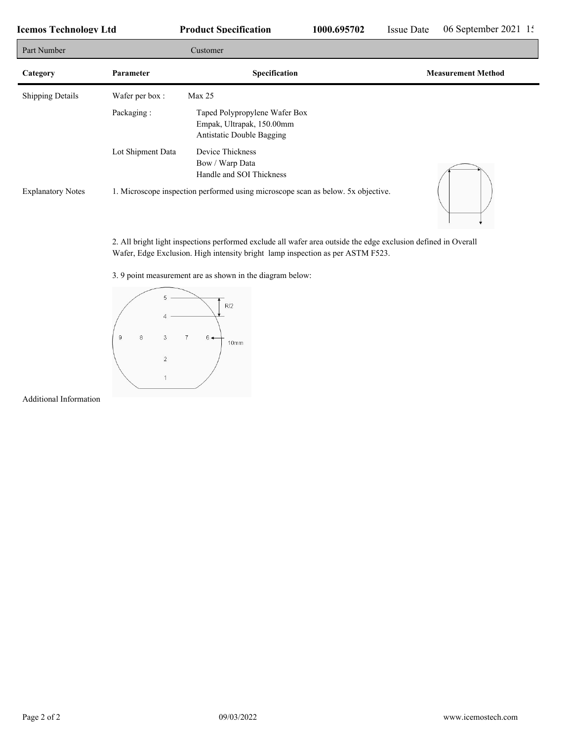| Category | Parameter | Specification | Measurement Method |
|---|---|---|---|
| Shipping Details | Wafer per box : | Max 25 | |
| | Packaging : | Taped Polypropylene Wafer Box<br>Empak, Ultrapak, 150.00mm<br>Antistatic Double Bagging | |
| | Lot Shipment Data | Device Thickness<br>Bow / Warp Data<br>Handle and SOI Thickness | |
| Explanatory Notes | 1. Microscope inspection performed using microscope scan as below. 5x objective. | | |
| | 2. All bright light inspections performed exclude all wafer area outside the edge exclusion defined in Overall Wafer, Edge Exclusion. High intensity bright lamp inspection as per ASTM F523. | | |
| | 3. 9 point measurement are as shown in the diagram below: | | |
| Additional Information | | | |

5

R/2

4

9 8 3 7 6

10mm

2

1